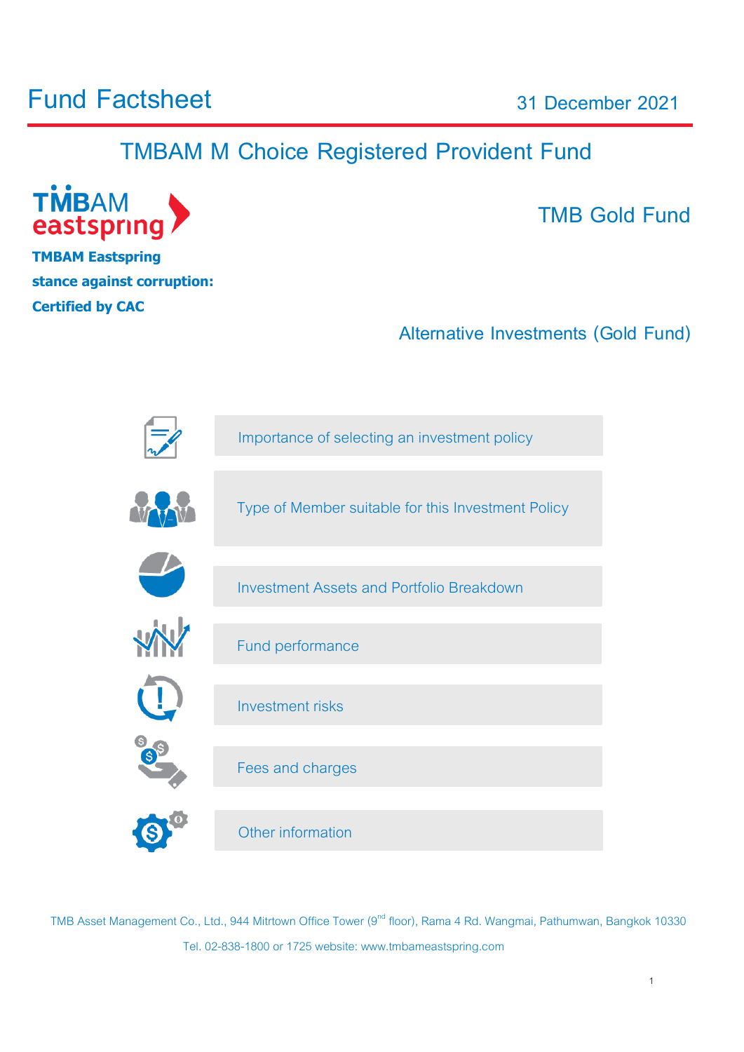# Fund Factsheet

31 December 2021

## TMBAM M Choice Registered Provident Fund

**TMBAM Eastspring stance against corruption: Certified by CAC**

## TMB Gold Fund

Alternative Investments (Gold Fund)

- Importance of selecting an investment policy
- Type of Member suitable for this Investment Policy
- Investment Assets and Portfolio Breakdown
- Fund performance
- Investment risks
- Fees and charges
- Other information

TMB Asset Management Co., Ltd., 944 Mitrtown Office Tower (9[nd] floor), Rama 4 Rd. Wangmai, Pathumwan, Bangkok 10330

Tel. 02-838-1800 or 1725 website: www.tmbameastspring.com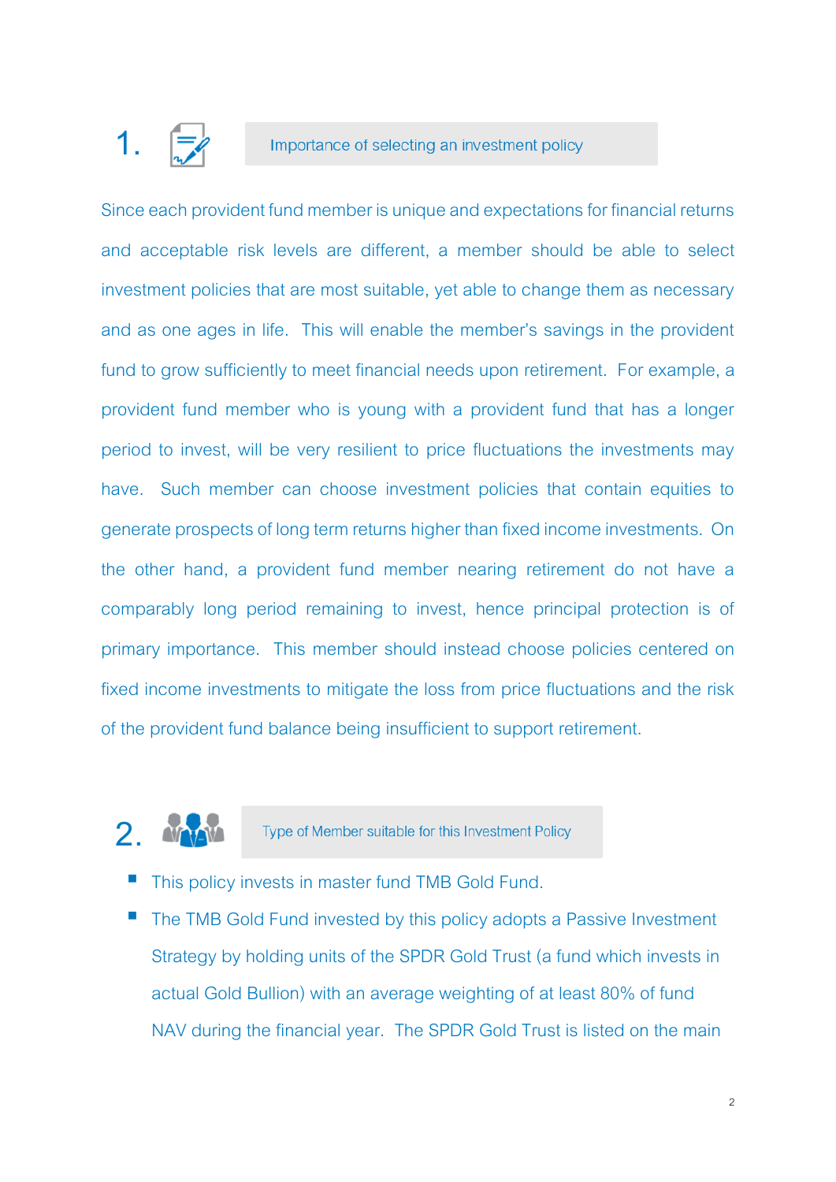## 1. Importance of selecting an investment policy

Since each provident fund member is unique and expectations for financial returns and acceptable risk levels are different, a member should be able to select investment policies that are most suitable, yet able to change them as necessary and as one ages in life. This will enable the member's savings in the provident fund to grow sufficiently to meet financial needs upon retirement. For example, a provident fund member who is young with a provident fund that has a longer period to invest, will be very resilient to price fluctuations the investments may have. Such member can choose investment policies that contain equities to generate prospects of long term returns higher than fixed income investments. On the other hand, a provident fund member nearing retirement do not have a comparably long period remaining to invest, hence principal protection is of primary importance. This member should instead choose policies centered on fixed income investments to mitigate the loss from price fluctuations and the risk of the provident fund balance being insufficient to support retirement.

## 2. Type of Member suitable for this Investment Policy

- This policy invests in master fund TMB Gold Fund.
- The TMB Gold Fund invested by this policy adopts a Passive Investment Strategy by holding units of the SPDR Gold Trust (a fund which invests in actual Gold Bullion) with an average weighting of at least 80% of fund NAV during the financial year. The SPDR Gold Trust is listed on the main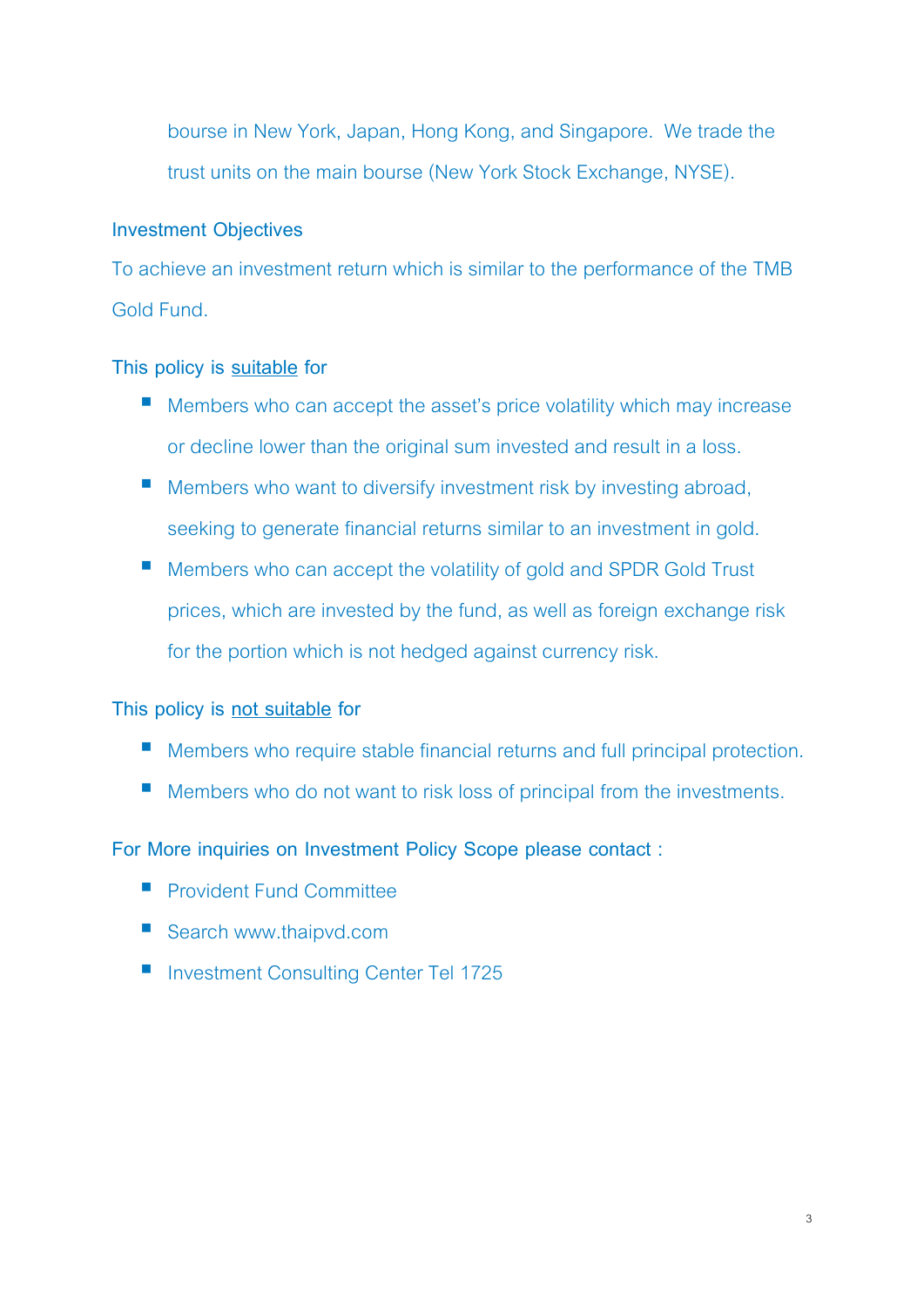bourse in New York, Japan, Hong Kong, and Singapore. We trade the trust units on the main bourse (New York Stock Exchange, NYSE).

## Investment Objectives

To achieve an investment return which is similar to the performance of the TMB Gold Fund.

## This policy is suitable for

- Members who can accept the asset's price volatility which may increase or decline lower than the original sum invested and result in a loss.
- Members who want to diversify investment risk by investing abroad, seeking to generate financial returns similar to an investment in gold.
- Members who can accept the volatility of gold and SPDR Gold Trust prices, which are invested by the fund, as well as foreign exchange risk for the portion which is not hedged against currency risk.

## This policy is not suitable for

- Members who require stable financial returns and full principal protection.
- Members who do not want to risk loss of principal from the investments.

## For More inquiries on Investment Policy Scope please contact :

- Provident Fund Committee
- Search www.thaipvd.com
- Investment Consulting Center Tel 1725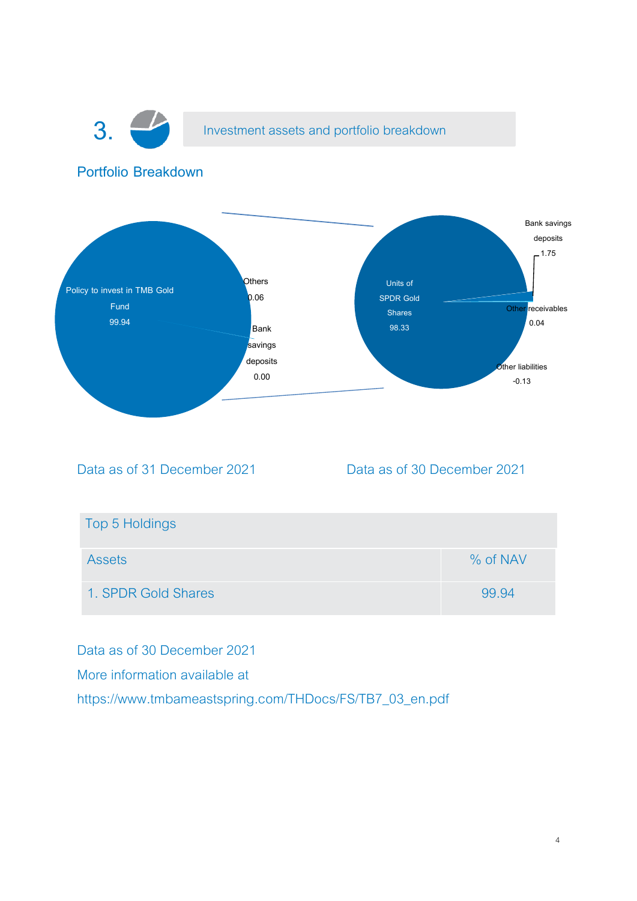## 3. Investment assets and portfolio breakdown

### Portfolio Breakdown

Policy to invest in TMB Gold Fund 99.94

Others 0.06

Bank savings deposits 0.00

Units of SPDR Gold Shares 98.33

Bank savings deposits 1.75

Other receivables 0.04

Other liabilities -0.13

Data as of 31 December 2021

Data as of 30 December 2021

| Top 5 Holdings | |
|---|---|
| Assets | % of NAV |
| 1. SPDR Gold Shares | 99.94 |

Data as of 30 December 2021

More information available at

https://www.tmbameastspring.com/THDocs/FS/TB7_03_en.pdf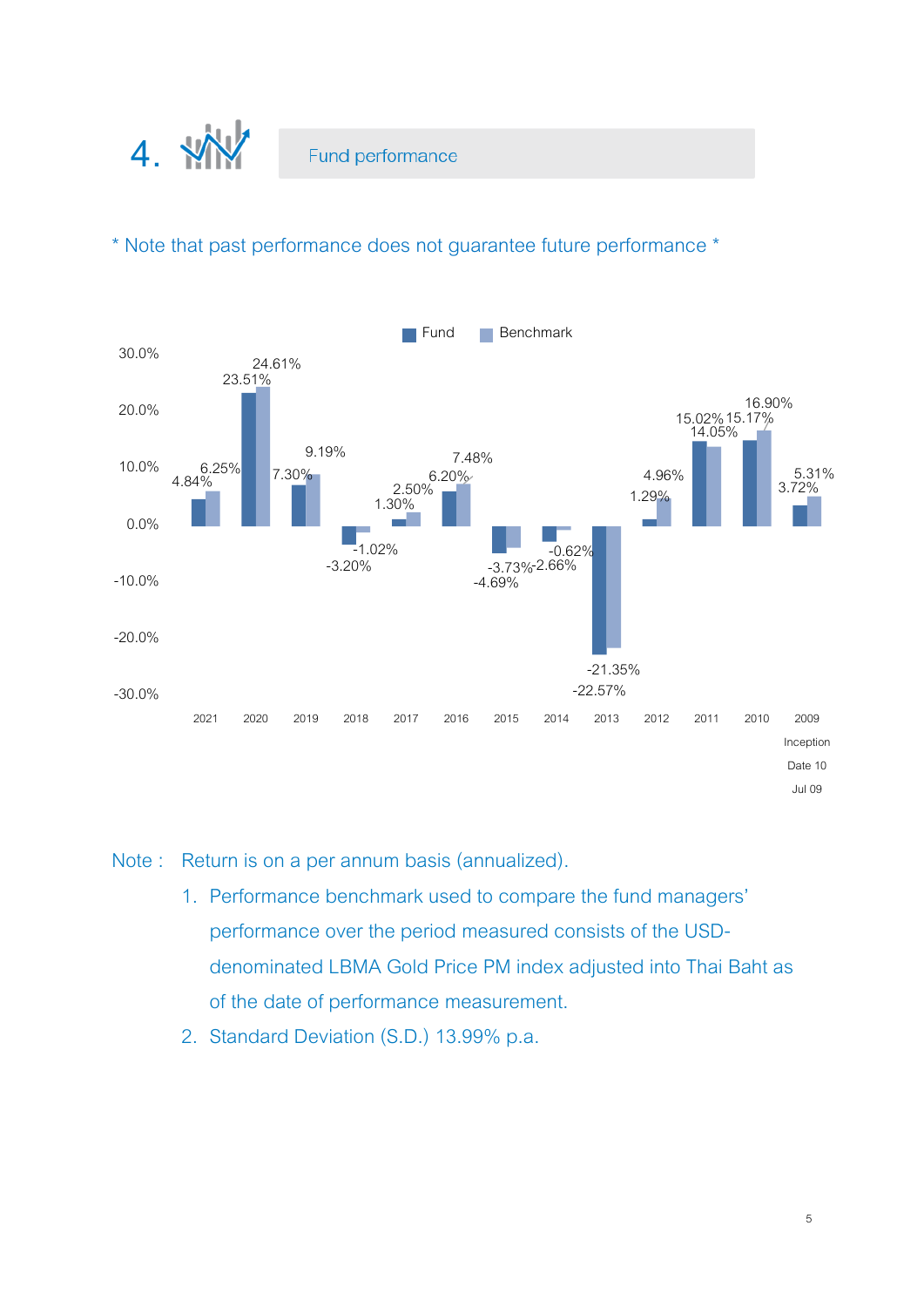# 4. Fund performance

* Note that past performance does not guarantee future performance *

| Year | Fund | Benchmark |
|---|---|---|
| 2021 | 4.84% | 6.25% |
| 2020 | 23.51% | 24.61% |
| 2019 | 7.30% | 9.19% |
| 2018 | -3.20% | -1.02% |
| 2017 | 1.30% | 2.50% |
| 2016 | 6.20% | 7.48% |
| 2015 | -4.69% | -3.73% |
| 2014 | -2.66% | -0.62% |
| 2013 | -22.57% | -21.35% |
| 2012 | 1.29% | 4.96% |
| 2011 | 15.02% | 14.05% |
| 2010 | 15.17% | 16.90% |
| 2009 Inception Date 10 Jul 09 | 3.72% | 5.31% |

Note : Return is on a per annum basis (annualized).

1. Performance benchmark used to compare the fund managers' performance over the period measured consists of the USD-denominated LBMA Gold Price PM index adjusted into Thai Baht as of the date of performance measurement.
2. Standard Deviation (S.D.) 13.99% p.a.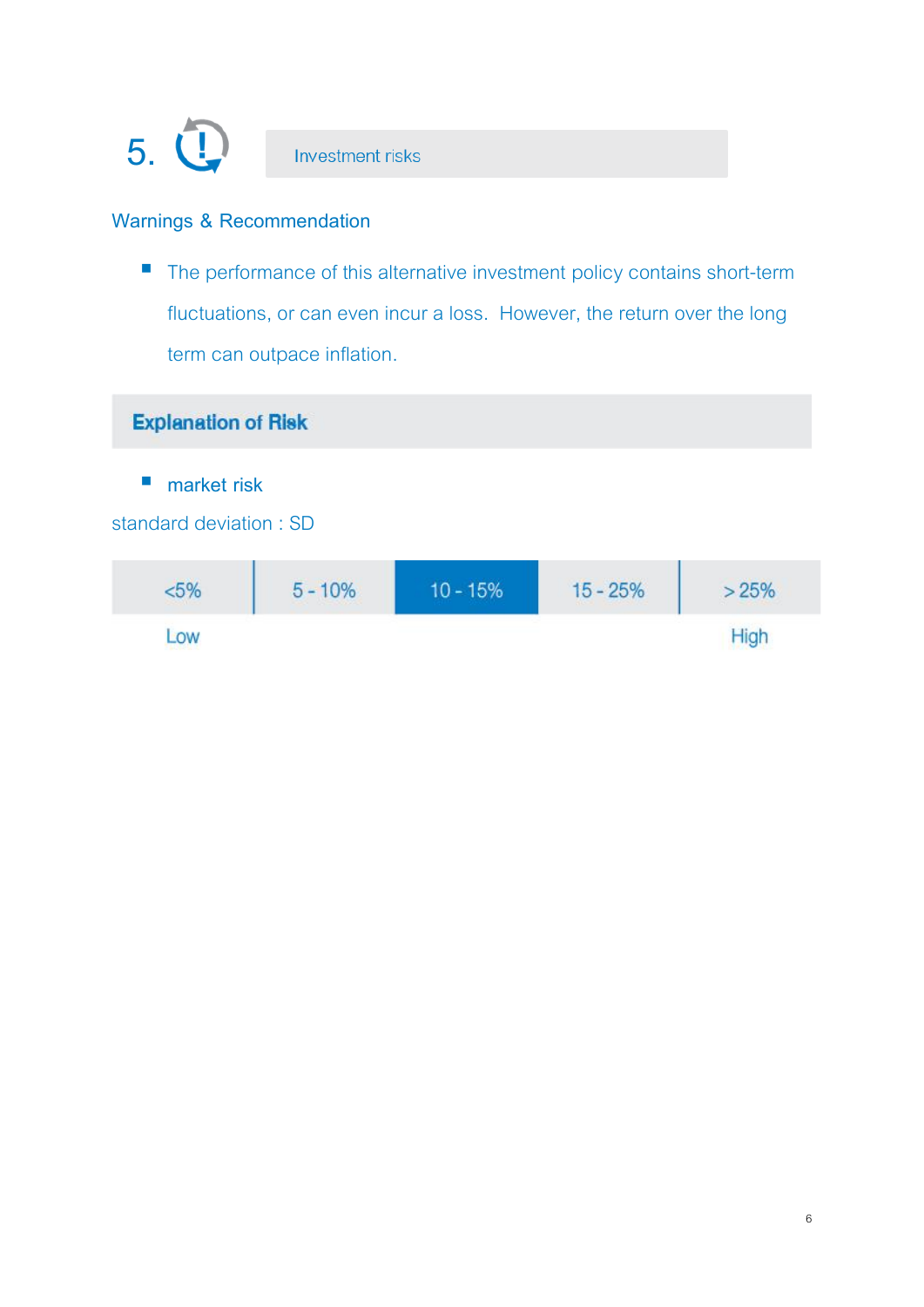## 5. Investment risks

### Warnings & Recommendation

- The performance of this alternative investment policy contains short-term fluctuations, or can even incur a loss. However, the return over the long term can outpace inflation.

### Explanation of Risk

- market risk

standard deviation : SD

| <5% | 5 - 10% | **10 - 15%** | 15 - 25% | > 25% |
|---|---|---|---|---|
| Low | | | | High |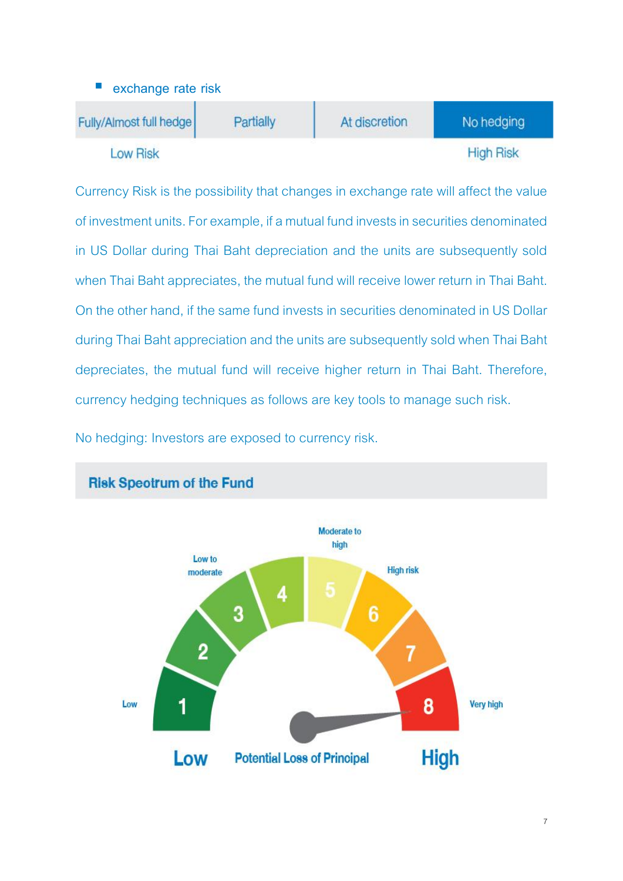- exchange rate risk

| Fully/Almost full hedge | Partially | At discretion | No hedging |
|---|---|---|---|
| Low Risk | | | High Risk |

Currency Risk is the possibility that changes in exchange rate will affect the value of investment units. For example, if a mutual fund invests in securities denominated in US Dollar during Thai Baht depreciation and the units are subsequently sold when Thai Baht appreciates, the mutual fund will receive lower return in Thai Baht. On the other hand, if the same fund invests in securities denominated in US Dollar during Thai Baht appreciation and the units are subsequently sold when Thai Baht depreciates, the mutual fund will receive higher return in Thai Baht. Therefore, currency hedging techniques as follows are key tools to manage such risk.

No hedging: Investors are exposed to currency risk.

## Risk Spectrum of the Fund

Low: 1 | 2 | Low to moderate: 3 | 4 | Moderate to high: 5 | High risk: 6 | 7 | Very high: 8

Low — Potential Loss of Principal — High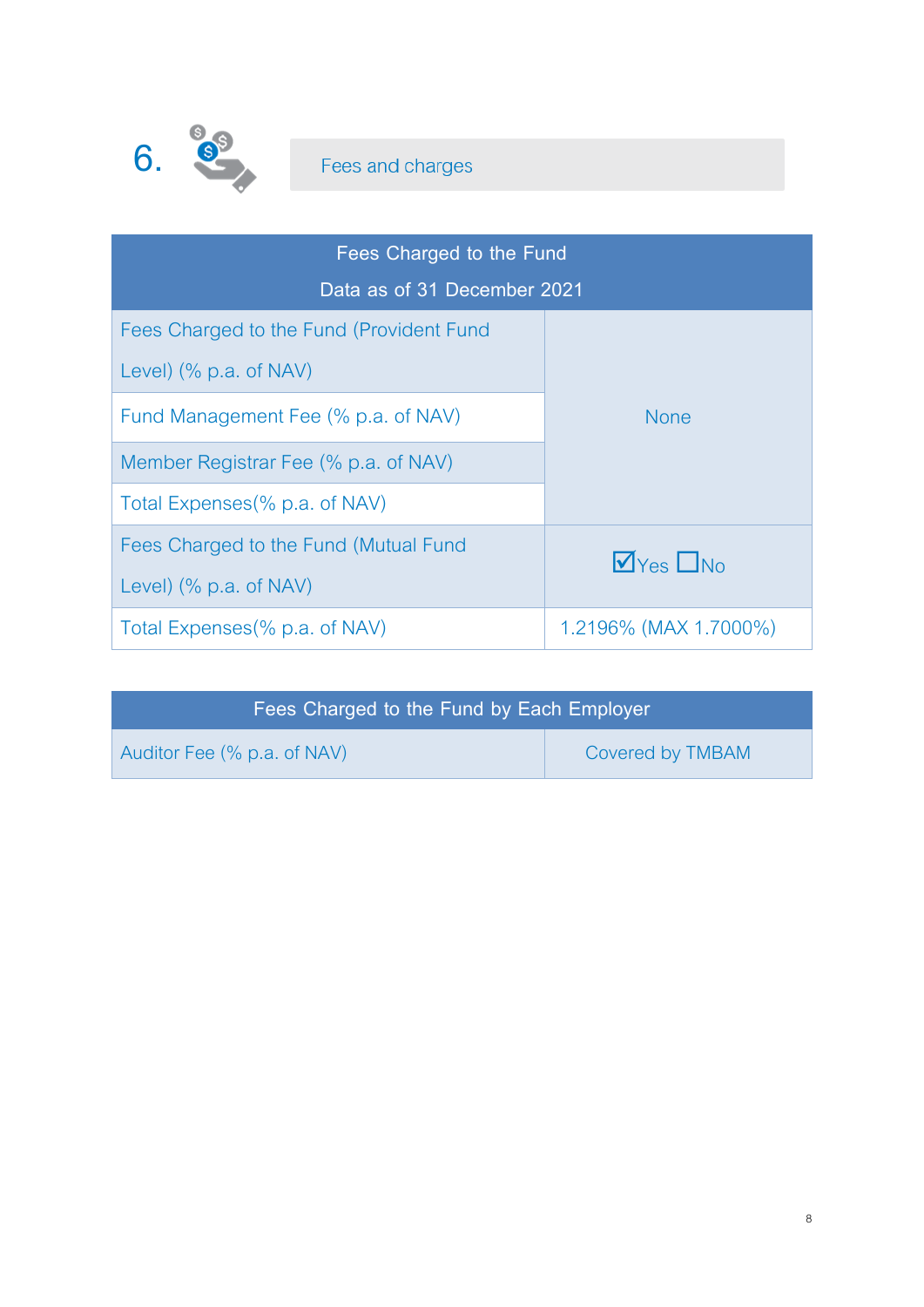## 6. Fees and charges

| Fees Charged to the Fund<br>Data as of 31 December 2021 | |
|---|---|
| Fees Charged to the Fund (Provident Fund Level) (% p.a. of NAV) | None |
| Fund Management Fee (% p.a. of NAV) | |
| Member Registrar Fee (% p.a. of NAV) | |
| Total Expenses(% p.a. of NAV) | |
| Fees Charged to the Fund (Mutual Fund Level) (% p.a. of NAV) | ☑Yes ☐No |
| Total Expenses(% p.a. of NAV) | 1.2196% (MAX 1.7000%) |

| Fees Charged to the Fund by Each Employer | |
|---|---|
| Auditor Fee (% p.a. of NAV) | Covered by TMBAM |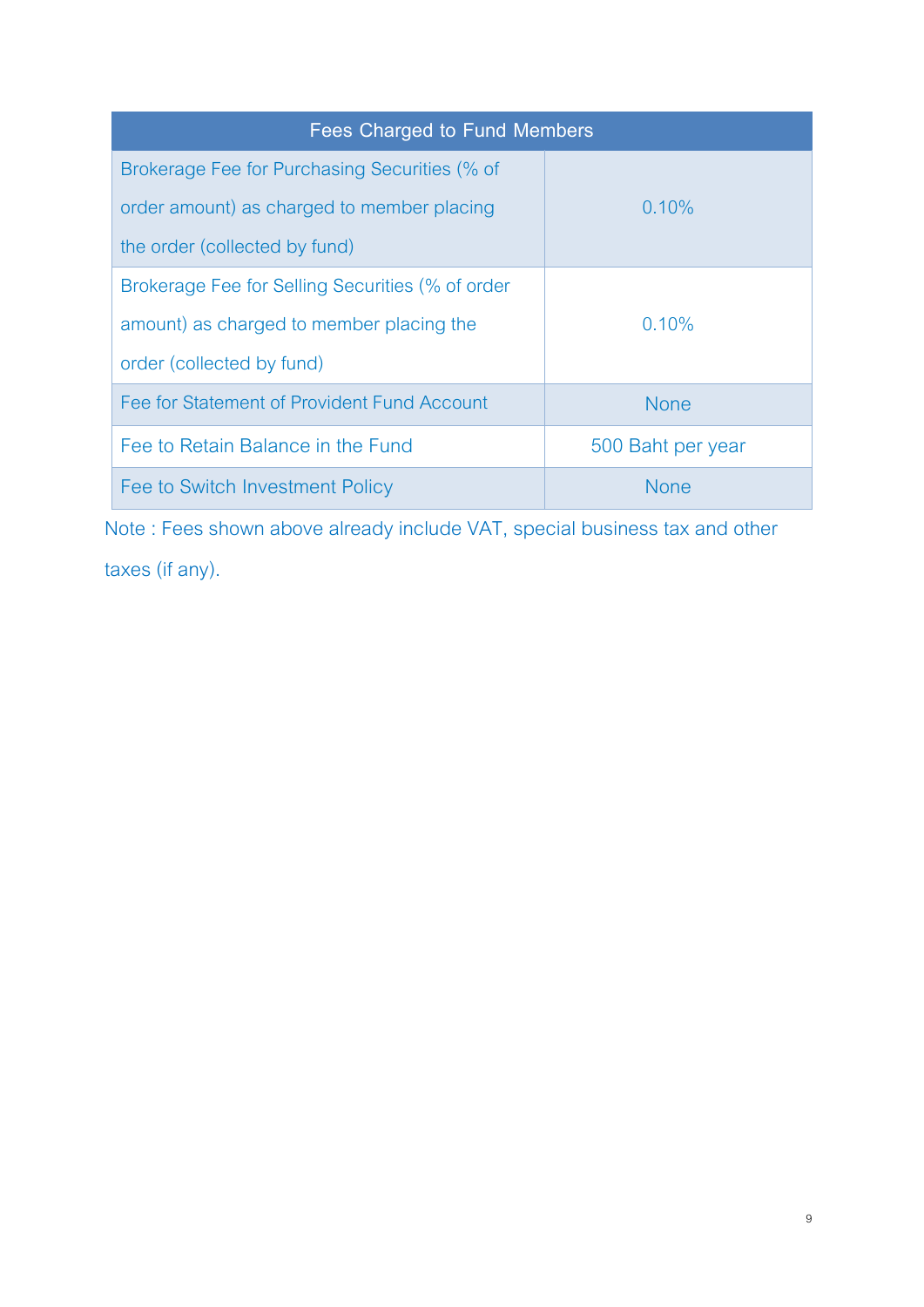| Fees Charged to Fund Members | |
|---|---|
| Brokerage Fee for Purchasing Securities (% of order amount) as charged to member placing the order (collected by fund) | 0.10% |
| Brokerage Fee for Selling Securities (% of order amount) as charged to member placing the order (collected by fund) | 0.10% |
| Fee for Statement of Provident Fund Account | None |
| Fee to Retain Balance in the Fund | 500 Baht per year |
| Fee to Switch Investment Policy | None |

Note : Fees shown above already include VAT, special business tax and other taxes (if any).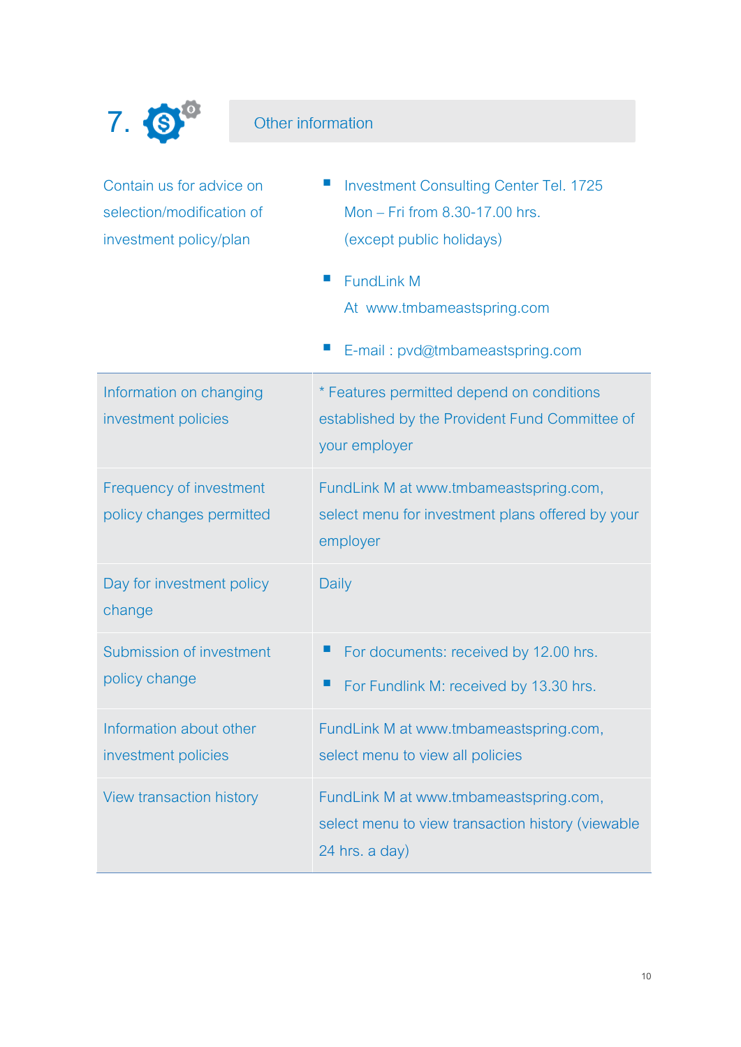## 7. Other information

| | |
|---|---|
| Contain us for advice on selection/modification of investment policy/plan | - Investment Consulting Center Tel. 1725 Mon – Fri from 8.30-17.00 hrs. (except public holidays)<br>- FundLink M At www.tmbameastspring.com<br>- E-mail : pvd@tmbameastspring.com |
| Information on changing investment policies | * Features permitted depend on conditions established by the Provident Fund Committee of your employer |
| Frequency of investment policy changes permitted | FundLink M at www.tmbameastspring.com, select menu for investment plans offered by your employer |
| Day for investment policy change | Daily |
| Submission of investment policy change | - For documents: received by 12.00 hrs.<br>- For Fundlink M: received by 13.30 hrs. |
| Information about other investment policies | FundLink M at www.tmbameastspring.com, select menu to view all policies |
| View transaction history | FundLink M at www.tmbameastspring.com, select menu to view transaction history (viewable 24 hrs. a day) |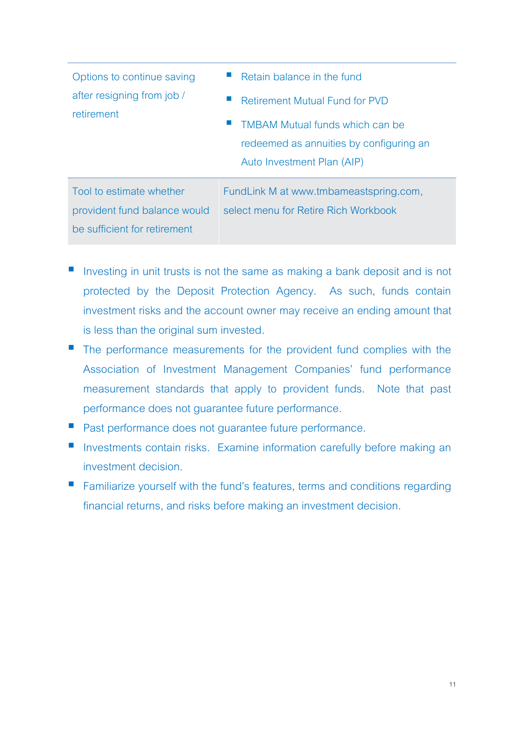| | |
|---|---|
| Options to continue saving after resigning from job / retirement | ▪ Retain balance in the fund<br>▪ Retirement Mutual Fund for PVD<br>▪ TMBAM Mutual funds which can be redeemed as annuities by configuring an Auto Investment Plan (AIP) |
| Tool to estimate whether provident fund balance would be sufficient for retirement | FundLink M at www.tmbameastspring.com, select menu for Retire Rich Workbook |

- Investing in unit trusts is not the same as making a bank deposit and is not protected by the Deposit Protection Agency. As such, funds contain investment risks and the account owner may receive an ending amount that is less than the original sum invested.
- The performance measurements for the provident fund complies with the Association of Investment Management Companies' fund performance measurement standards that apply to provident funds. Note that past performance does not guarantee future performance.
- Past performance does not guarantee future performance.
- Investments contain risks. Examine information carefully before making an investment decision.
- Familiarize yourself with the fund's features, terms and conditions regarding financial returns, and risks before making an investment decision.